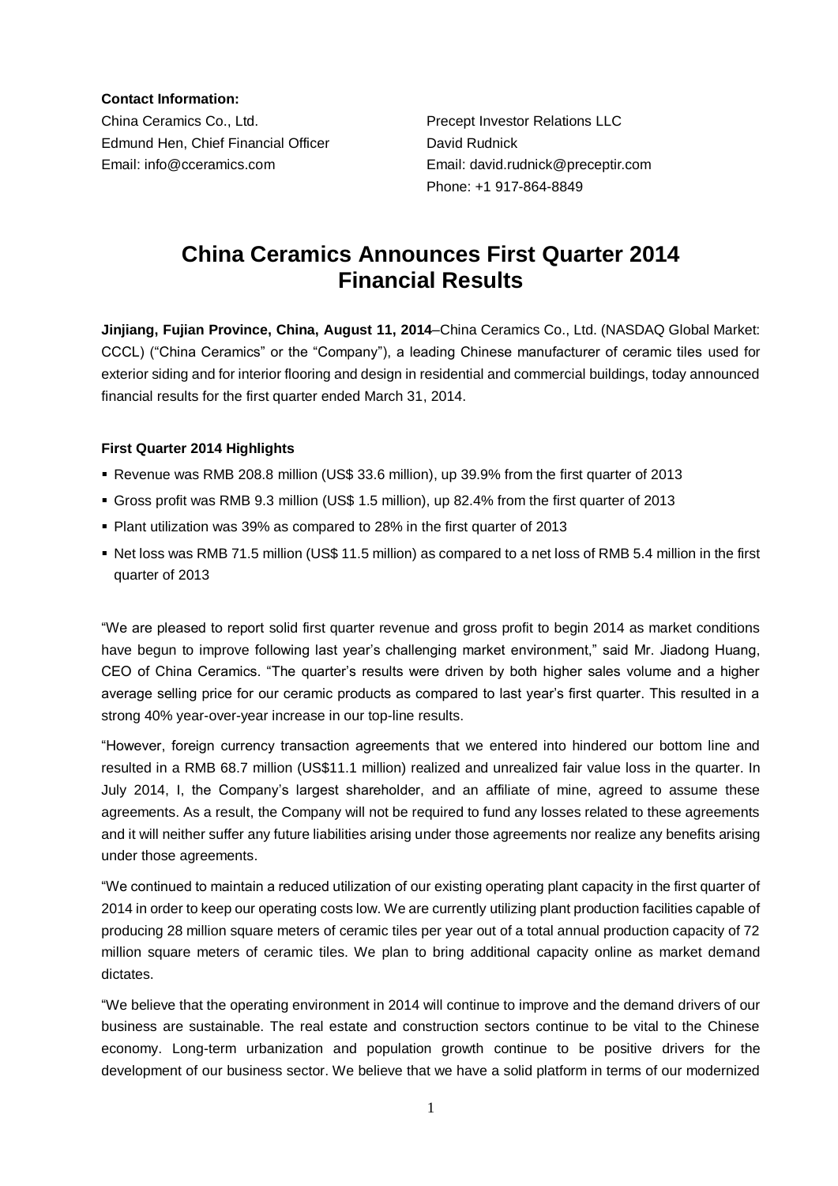**Contact Information:**

China Ceramics Co., Ltd.
Edmund Hen, Chief Financial Officer
Email: info@cceramics.com

Precept Investor Relations LLC
David Rudnick
Email: david.rudnick@preceptir.com
Phone: +1 917-864-8849

# China Ceramics Announces First Quarter 2014 Financial Results

**Jinjiang, Fujian Province, China, August 11, 2014**–China Ceramics Co., Ltd. (NASDAQ Global Market: CCCL) ("China Ceramics" or the "Company"), a leading Chinese manufacturer of ceramic tiles used for exterior siding and for interior flooring and design in residential and commercial buildings, today announced financial results for the first quarter ended March 31, 2014.

**First Quarter 2014 Highlights**

- Revenue was RMB 208.8 million (US$ 33.6 million), up 39.9% from the first quarter of 2013
- Gross profit was RMB 9.3 million (US$ 1.5 million), up 82.4% from the first quarter of 2013
- Plant utilization was 39% as compared to 28% in the first quarter of 2013
- Net loss was RMB 71.5 million (US$ 11.5 million) as compared to a net loss of RMB 5.4 million in the first quarter of 2013

"We are pleased to report solid first quarter revenue and gross profit to begin 2014 as market conditions have begun to improve following last year's challenging market environment," said Mr. Jiadong Huang, CEO of China Ceramics. "The quarter's results were driven by both higher sales volume and a higher average selling price for our ceramic products as compared to last year's first quarter. This resulted in a strong 40% year-over-year increase in our top-line results.

"However, foreign currency transaction agreements that we entered into hindered our bottom line and resulted in a RMB 68.7 million (US$11.1 million) realized and unrealized fair value loss in the quarter. In July 2014, I, the Company's largest shareholder, and an affiliate of mine, agreed to assume these agreements. As a result, the Company will not be required to fund any losses related to these agreements and it will neither suffer any future liabilities arising under those agreements nor realize any benefits arising under those agreements.

"We continued to maintain a reduced utilization of our existing operating plant capacity in the first quarter of 2014 in order to keep our operating costs low. We are currently utilizing plant production facilities capable of producing 28 million square meters of ceramic tiles per year out of a total annual production capacity of 72 million square meters of ceramic tiles. We plan to bring additional capacity online as market demand dictates.

"We believe that the operating environment in 2014 will continue to improve and the demand drivers of our business are sustainable. The real estate and construction sectors continue to be vital to the Chinese economy. Long-term urbanization and population growth continue to be positive drivers for the development of our business sector. We believe that we have a solid platform in terms of our modernized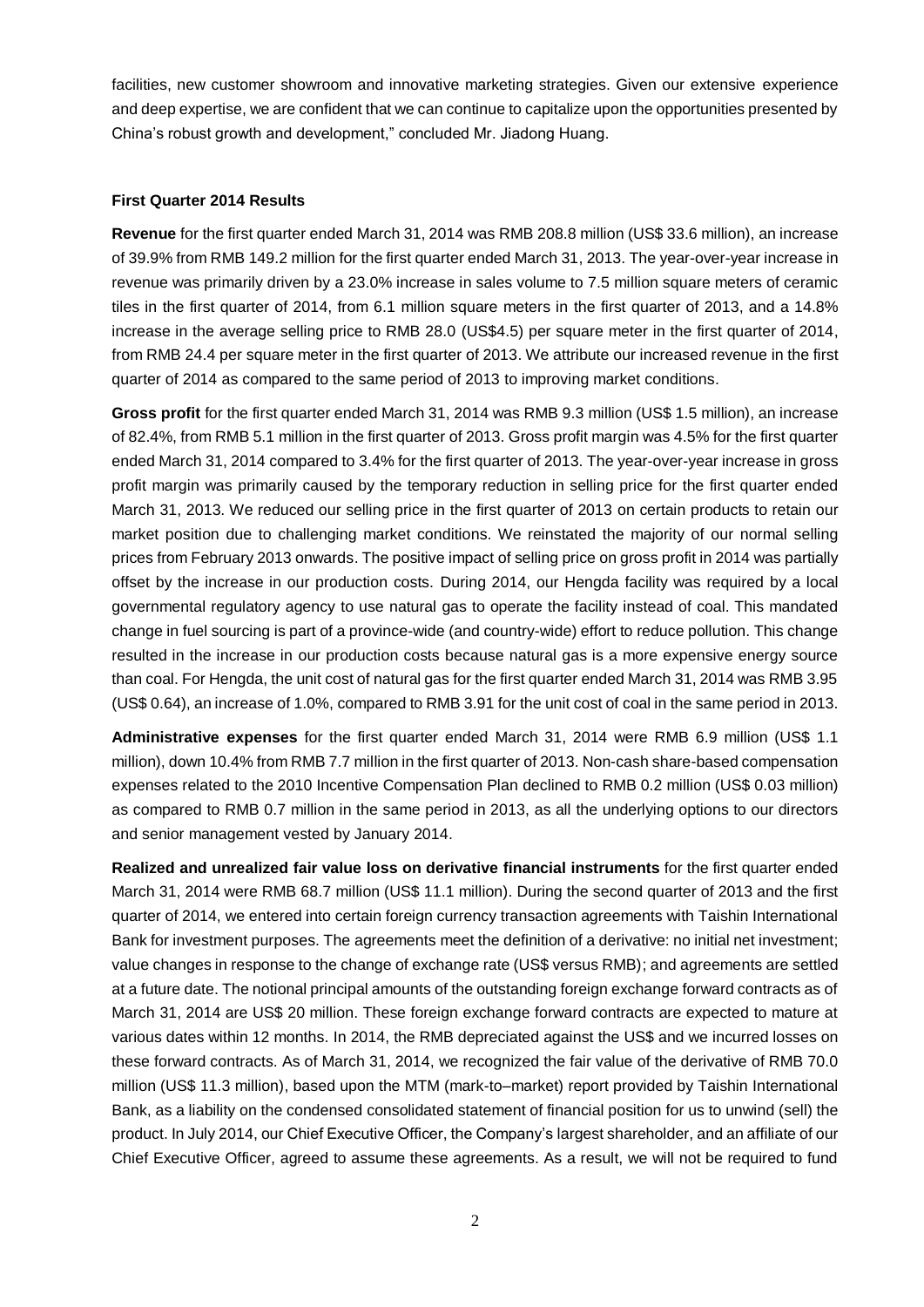facilities, new customer showroom and innovative marketing strategies. Given our extensive experience and deep expertise, we are confident that we can continue to capitalize upon the opportunities presented by China's robust growth and development," concluded Mr. Jiadong Huang.

**First Quarter 2014 Results**

**Revenue** for the first quarter ended March 31, 2014 was RMB 208.8 million (US$ 33.6 million), an increase of 39.9% from RMB 149.2 million for the first quarter ended March 31, 2013. The year-over-year increase in revenue was primarily driven by a 23.0% increase in sales volume to 7.5 million square meters of ceramic tiles in the first quarter of 2014, from 6.1 million square meters in the first quarter of 2013, and a 14.8% increase in the average selling price to RMB 28.0 (US$4.5) per square meter in the first quarter of 2014, from RMB 24.4 per square meter in the first quarter of 2013. We attribute our increased revenue in the first quarter of 2014 as compared to the same period of 2013 to improving market conditions.

**Gross profit** for the first quarter ended March 31, 2014 was RMB 9.3 million (US$ 1.5 million), an increase of 82.4%, from RMB 5.1 million in the first quarter of 2013. Gross profit margin was 4.5% for the first quarter ended March 31, 2014 compared to 3.4% for the first quarter of 2013. The year-over-year increase in gross profit margin was primarily caused by the temporary reduction in selling price for the first quarter ended March 31, 2013. We reduced our selling price in the first quarter of 2013 on certain products to retain our market position due to challenging market conditions. We reinstated the majority of our normal selling prices from February 2013 onwards. The positive impact of selling price on gross profit in 2014 was partially offset by the increase in our production costs. During 2014, our Hengda facility was required by a local governmental regulatory agency to use natural gas to operate the facility instead of coal. This mandated change in fuel sourcing is part of a province-wide (and country-wide) effort to reduce pollution. This change resulted in the increase in our production costs because natural gas is a more expensive energy source than coal. For Hengda, the unit cost of natural gas for the first quarter ended March 31, 2014 was RMB 3.95 (US$ 0.64), an increase of 1.0%, compared to RMB 3.91 for the unit cost of coal in the same period in 2013.

**Administrative expenses** for the first quarter ended March 31, 2014 were RMB 6.9 million (US$ 1.1 million), down 10.4% from RMB 7.7 million in the first quarter of 2013. Non-cash share-based compensation expenses related to the 2010 Incentive Compensation Plan declined to RMB 0.2 million (US$ 0.03 million) as compared to RMB 0.7 million in the same period in 2013, as all the underlying options to our directors and senior management vested by January 2014.

**Realized and unrealized fair value loss on derivative financial instruments** for the first quarter ended March 31, 2014 were RMB 68.7 million (US$ 11.1 million). During the second quarter of 2013 and the first quarter of 2014, we entered into certain foreign currency transaction agreements with Taishin International Bank for investment purposes. The agreements meet the definition of a derivative: no initial net investment; value changes in response to the change of exchange rate (US$ versus RMB); and agreements are settled at a future date. The notional principal amounts of the outstanding foreign exchange forward contracts as of March 31, 2014 are US$ 20 million. These foreign exchange forward contracts are expected to mature at various dates within 12 months. In 2014, the RMB depreciated against the US$ and we incurred losses on these forward contracts. As of March 31, 2014, we recognized the fair value of the derivative of RMB 70.0 million (US$ 11.3 million), based upon the MTM (mark-to–market) report provided by Taishin International Bank, as a liability on the condensed consolidated statement of financial position for us to unwind (sell) the product. In July 2014, our Chief Executive Officer, the Company's largest shareholder, and an affiliate of our Chief Executive Officer, agreed to assume these agreements. As a result, we will not be required to fund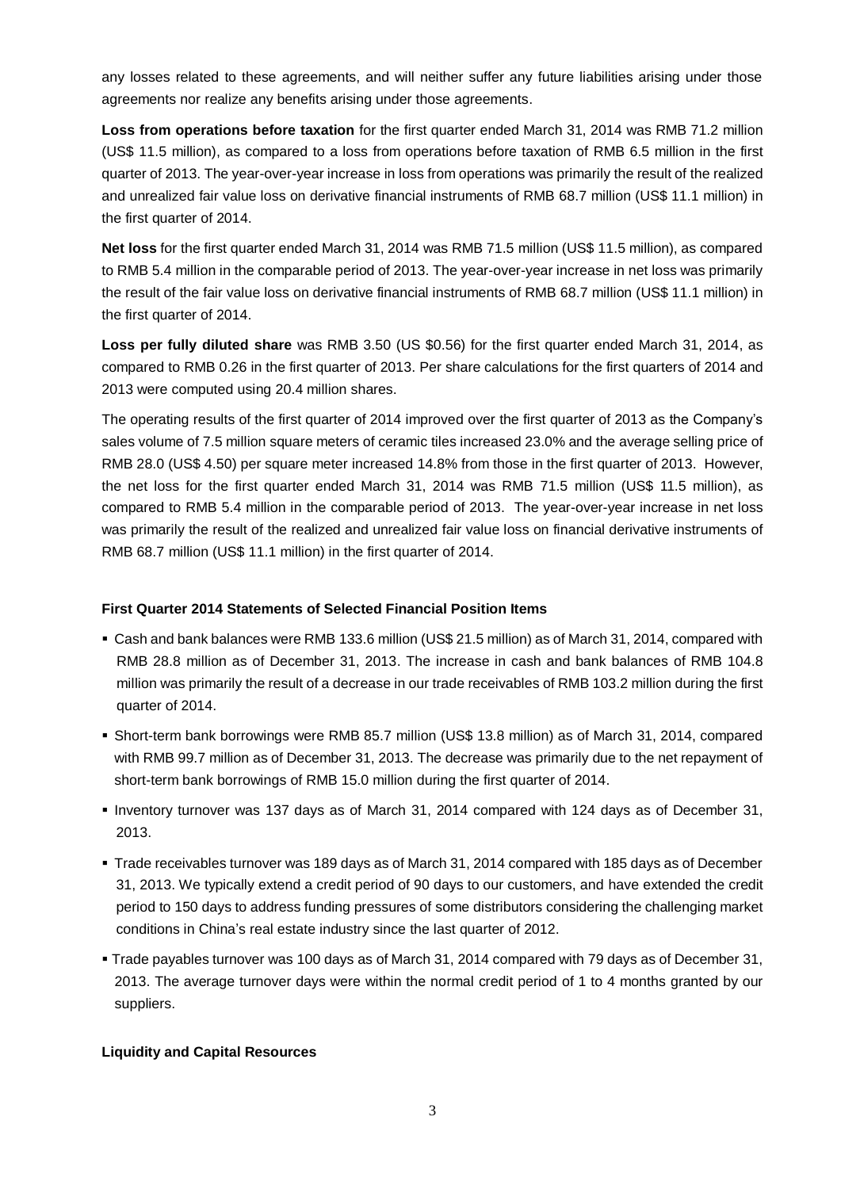any losses related to these agreements, and will neither suffer any future liabilities arising under those agreements nor realize any benefits arising under those agreements.

**Loss from operations before taxation** for the first quarter ended March 31, 2014 was RMB 71.2 million (US$ 11.5 million), as compared to a loss from operations before taxation of RMB 6.5 million in the first quarter of 2013. The year-over-year increase in loss from operations was primarily the result of the realized and unrealized fair value loss on derivative financial instruments of RMB 68.7 million (US$ 11.1 million) in the first quarter of 2014.

**Net loss** for the first quarter ended March 31, 2014 was RMB 71.5 million (US$ 11.5 million), as compared to RMB 5.4 million in the comparable period of 2013. The year-over-year increase in net loss was primarily the result of the fair value loss on derivative financial instruments of RMB 68.7 million (US$ 11.1 million) in the first quarter of 2014.

**Loss per fully diluted share** was RMB 3.50 (US $0.56) for the first quarter ended March 31, 2014, as compared to RMB 0.26 in the first quarter of 2013. Per share calculations for the first quarters of 2014 and 2013 were computed using 20.4 million shares.

The operating results of the first quarter of 2014 improved over the first quarter of 2013 as the Company's sales volume of 7.5 million square meters of ceramic tiles increased 23.0% and the average selling price of RMB 28.0 (US$ 4.50) per square meter increased 14.8% from those in the first quarter of 2013. However, the net loss for the first quarter ended March 31, 2014 was RMB 71.5 million (US$ 11.5 million), as compared to RMB 5.4 million in the comparable period of 2013. The year-over-year increase in net loss was primarily the result of the realized and unrealized fair value loss on financial derivative instruments of RMB 68.7 million (US$ 11.1 million) in the first quarter of 2014.

**First Quarter 2014 Statements of Selected Financial Position Items**

- Cash and bank balances were RMB 133.6 million (US$ 21.5 million) as of March 31, 2014, compared with RMB 28.8 million as of December 31, 2013. The increase in cash and bank balances of RMB 104.8 million was primarily the result of a decrease in our trade receivables of RMB 103.2 million during the first quarter of 2014.
- Short-term bank borrowings were RMB 85.7 million (US$ 13.8 million) as of March 31, 2014, compared with RMB 99.7 million as of December 31, 2013. The decrease was primarily due to the net repayment of short-term bank borrowings of RMB 15.0 million during the first quarter of 2014.
- Inventory turnover was 137 days as of March 31, 2014 compared with 124 days as of December 31, 2013.
- Trade receivables turnover was 189 days as of March 31, 2014 compared with 185 days as of December 31, 2013. We typically extend a credit period of 90 days to our customers, and have extended the credit period to 150 days to address funding pressures of some distributors considering the challenging market conditions in China's real estate industry since the last quarter of 2012.
- Trade payables turnover was 100 days as of March 31, 2014 compared with 79 days as of December 31, 2013. The average turnover days were within the normal credit period of 1 to 4 months granted by our suppliers.

**Liquidity and Capital Resources**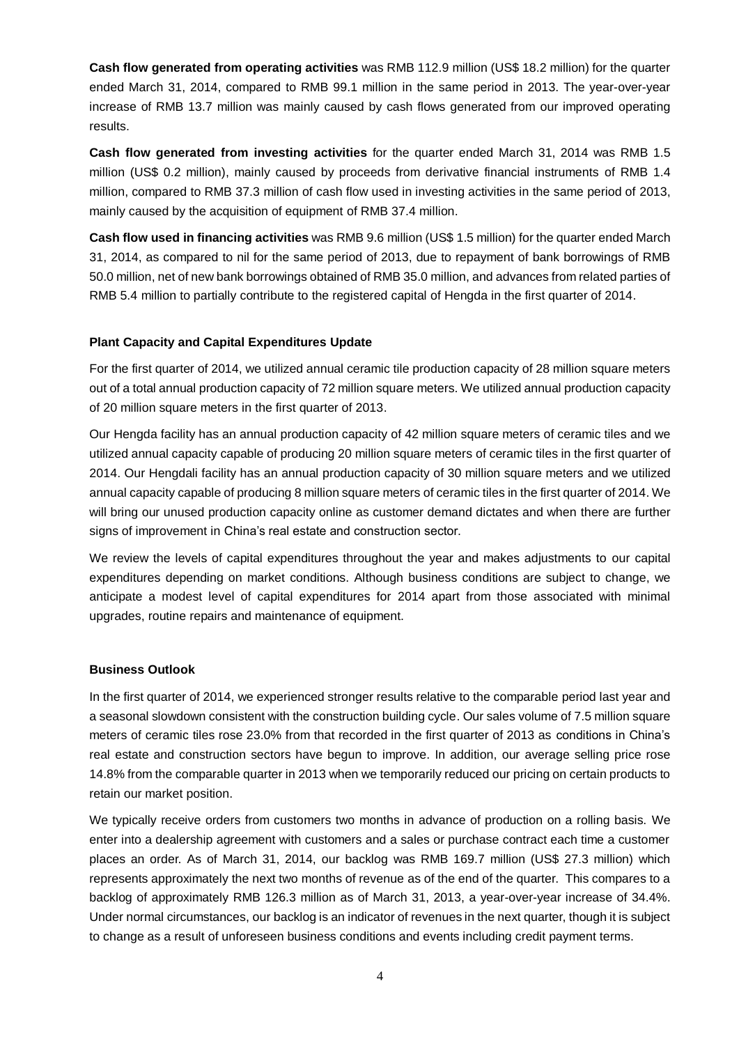**Cash flow generated from operating activities** was RMB 112.9 million (US$ 18.2 million) for the quarter ended March 31, 2014, compared to RMB 99.1 million in the same period in 2013. The year-over-year increase of RMB 13.7 million was mainly caused by cash flows generated from our improved operating results.

**Cash flow generated from investing activities** for the quarter ended March 31, 2014 was RMB 1.5 million (US$ 0.2 million), mainly caused by proceeds from derivative financial instruments of RMB 1.4 million, compared to RMB 37.3 million of cash flow used in investing activities in the same period of 2013, mainly caused by the acquisition of equipment of RMB 37.4 million.

**Cash flow used in financing activities** was RMB 9.6 million (US$ 1.5 million) for the quarter ended March 31, 2014, as compared to nil for the same period of 2013, due to repayment of bank borrowings of RMB 50.0 million, net of new bank borrowings obtained of RMB 35.0 million, and advances from related parties of RMB 5.4 million to partially contribute to the registered capital of Hengda in the first quarter of 2014.

### Plant Capacity and Capital Expenditures Update

For the first quarter of 2014, we utilized annual ceramic tile production capacity of 28 million square meters out of a total annual production capacity of 72 million square meters. We utilized annual production capacity of 20 million square meters in the first quarter of 2013.

Our Hengda facility has an annual production capacity of 42 million square meters of ceramic tiles and we utilized annual capacity capable of producing 20 million square meters of ceramic tiles in the first quarter of 2014. Our Hengdali facility has an annual production capacity of 30 million square meters and we utilized annual capacity capable of producing 8 million square meters of ceramic tiles in the first quarter of 2014. We will bring our unused production capacity online as customer demand dictates and when there are further signs of improvement in China's real estate and construction sector.

We review the levels of capital expenditures throughout the year and makes adjustments to our capital expenditures depending on market conditions. Although business conditions are subject to change, we anticipate a modest level of capital expenditures for 2014 apart from those associated with minimal upgrades, routine repairs and maintenance of equipment.

### Business Outlook

In the first quarter of 2014, we experienced stronger results relative to the comparable period last year and a seasonal slowdown consistent with the construction building cycle. Our sales volume of 7.5 million square meters of ceramic tiles rose 23.0% from that recorded in the first quarter of 2013 as conditions in China's real estate and construction sectors have begun to improve. In addition, our average selling price rose 14.8% from the comparable quarter in 2013 when we temporarily reduced our pricing on certain products to retain our market position.

We typically receive orders from customers two months in advance of production on a rolling basis. We enter into a dealership agreement with customers and a sales or purchase contract each time a customer places an order. As of March 31, 2014, our backlog was RMB 169.7 million (US$ 27.3 million) which represents approximately the next two months of revenue as of the end of the quarter. This compares to a backlog of approximately RMB 126.3 million as of March 31, 2013, a year-over-year increase of 34.4%. Under normal circumstances, our backlog is an indicator of revenues in the next quarter, though it is subject to change as a result of unforeseen business conditions and events including credit payment terms.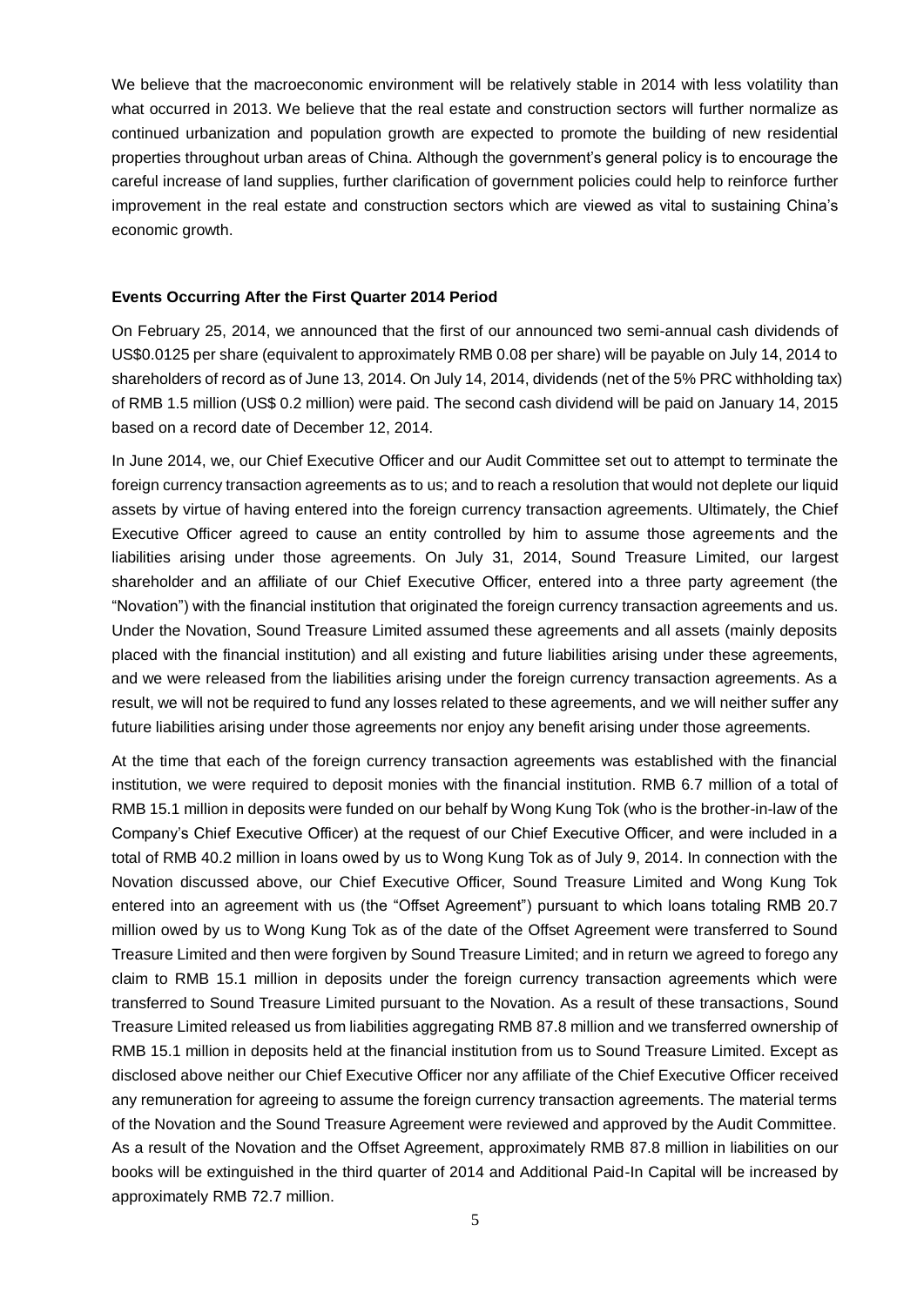We believe that the macroeconomic environment will be relatively stable in 2014 with less volatility than what occurred in 2013. We believe that the real estate and construction sectors will further normalize as continued urbanization and population growth are expected to promote the building of new residential properties throughout urban areas of China. Although the government's general policy is to encourage the careful increase of land supplies, further clarification of government policies could help to reinforce further improvement in the real estate and construction sectors which are viewed as vital to sustaining China's economic growth.

**Events Occurring After the First Quarter 2014 Period**

On February 25, 2014, we announced that the first of our announced two semi-annual cash dividends of US$0.0125 per share (equivalent to approximately RMB 0.08 per share) will be payable on July 14, 2014 to shareholders of record as of June 13, 2014. On July 14, 2014, dividends (net of the 5% PRC withholding tax) of RMB 1.5 million (US$ 0.2 million) were paid. The second cash dividend will be paid on January 14, 2015 based on a record date of December 12, 2014.

In June 2014, we, our Chief Executive Officer and our Audit Committee set out to attempt to terminate the foreign currency transaction agreements as to us; and to reach a resolution that would not deplete our liquid assets by virtue of having entered into the foreign currency transaction agreements. Ultimately, the Chief Executive Officer agreed to cause an entity controlled by him to assume those agreements and the liabilities arising under those agreements. On July 31, 2014, Sound Treasure Limited, our largest shareholder and an affiliate of our Chief Executive Officer, entered into a three party agreement (the "Novation") with the financial institution that originated the foreign currency transaction agreements and us. Under the Novation, Sound Treasure Limited assumed these agreements and all assets (mainly deposits placed with the financial institution) and all existing and future liabilities arising under these agreements, and we were released from the liabilities arising under the foreign currency transaction agreements. As a result, we will not be required to fund any losses related to these agreements, and we will neither suffer any future liabilities arising under those agreements nor enjoy any benefit arising under those agreements.

At the time that each of the foreign currency transaction agreements was established with the financial institution, we were required to deposit monies with the financial institution. RMB 6.7 million of a total of RMB 15.1 million in deposits were funded on our behalf by Wong Kung Tok (who is the brother-in-law of the Company's Chief Executive Officer) at the request of our Chief Executive Officer, and were included in a total of RMB 40.2 million in loans owed by us to Wong Kung Tok as of July 9, 2014. In connection with the Novation discussed above, our Chief Executive Officer, Sound Treasure Limited and Wong Kung Tok entered into an agreement with us (the "Offset Agreement") pursuant to which loans totaling RMB 20.7 million owed by us to Wong Kung Tok as of the date of the Offset Agreement were transferred to Sound Treasure Limited and then were forgiven by Sound Treasure Limited; and in return we agreed to forego any claim to RMB 15.1 million in deposits under the foreign currency transaction agreements which were transferred to Sound Treasure Limited pursuant to the Novation. As a result of these transactions, Sound Treasure Limited released us from liabilities aggregating RMB 87.8 million and we transferred ownership of RMB 15.1 million in deposits held at the financial institution from us to Sound Treasure Limited. Except as disclosed above neither our Chief Executive Officer nor any affiliate of the Chief Executive Officer received any remuneration for agreeing to assume the foreign currency transaction agreements. The material terms of the Novation and the Sound Treasure Agreement were reviewed and approved by the Audit Committee. As a result of the Novation and the Offset Agreement, approximately RMB 87.8 million in liabilities on our books will be extinguished in the third quarter of 2014 and Additional Paid-In Capital will be increased by approximately RMB 72.7 million.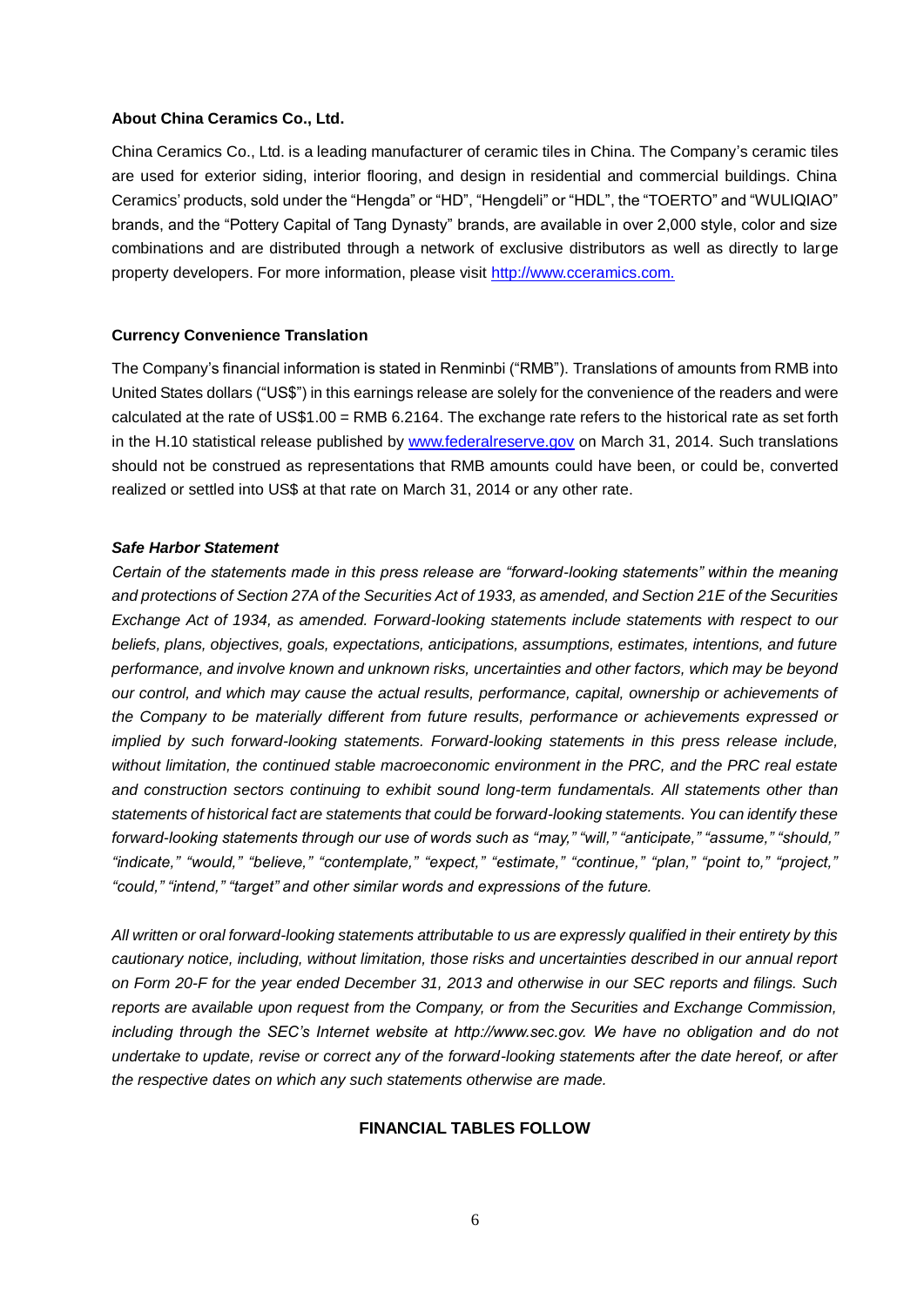**About China Ceramics Co., Ltd.**

China Ceramics Co., Ltd. is a leading manufacturer of ceramic tiles in China. The Company's ceramic tiles are used for exterior siding, interior flooring, and design in residential and commercial buildings. China Ceramics' products, sold under the "Hengda" or "HD", "Hengdeli" or "HDL", the "TOERTO" and "WULIQIAO" brands, and the "Pottery Capital of Tang Dynasty" brands, are available in over 2,000 style, color and size combinations and are distributed through a network of exclusive distributors as well as directly to large property developers. For more information, please visit http://www.cceramics.com.

**Currency Convenience Translation**

The Company's financial information is stated in Renminbi ("RMB"). Translations of amounts from RMB into United States dollars ("US$") in this earnings release are solely for the convenience of the readers and were calculated at the rate of US$1.00 = RMB 6.2164. The exchange rate refers to the historical rate as set forth in the H.10 statistical release published by www.federalreserve.gov on March 31, 2014. Such translations should not be construed as representations that RMB amounts could have been, or could be, converted realized or settled into US$ at that rate on March 31, 2014 or any other rate.

***Safe Harbor Statement***

*Certain of the statements made in this press release are "forward-looking statements" within the meaning and protections of Section 27A of the Securities Act of 1933, as amended, and Section 21E of the Securities Exchange Act of 1934, as amended. Forward-looking statements include statements with respect to our beliefs, plans, objectives, goals, expectations, anticipations, assumptions, estimates, intentions, and future performance, and involve known and unknown risks, uncertainties and other factors, which may be beyond our control, and which may cause the actual results, performance, capital, ownership or achievements of the Company to be materially different from future results, performance or achievements expressed or implied by such forward-looking statements. Forward-looking statements in this press release include, without limitation, the continued stable macroeconomic environment in the PRC, and the PRC real estate and construction sectors continuing to exhibit sound long-term fundamentals. All statements other than statements of historical fact are statements that could be forward-looking statements. You can identify these forward-looking statements through our use of words such as "may," "will," "anticipate," "assume," "should," "indicate," "would," "believe," "contemplate," "expect," "estimate," "continue," "plan," "point to," "project," "could," "intend," "target" and other similar words and expressions of the future.*

*All written or oral forward-looking statements attributable to us are expressly qualified in their entirety by this cautionary notice, including, without limitation, those risks and uncertainties described in our annual report on Form 20-F for the year ended December 31, 2013 and otherwise in our SEC reports and filings. Such reports are available upon request from the Company, or from the Securities and Exchange Commission, including through the SEC's Internet website at http://www.sec.gov. We have no obligation and do not undertake to update, revise or correct any of the forward-looking statements after the date hereof, or after the respective dates on which any such statements otherwise are made.*

**FINANCIAL TABLES FOLLOW**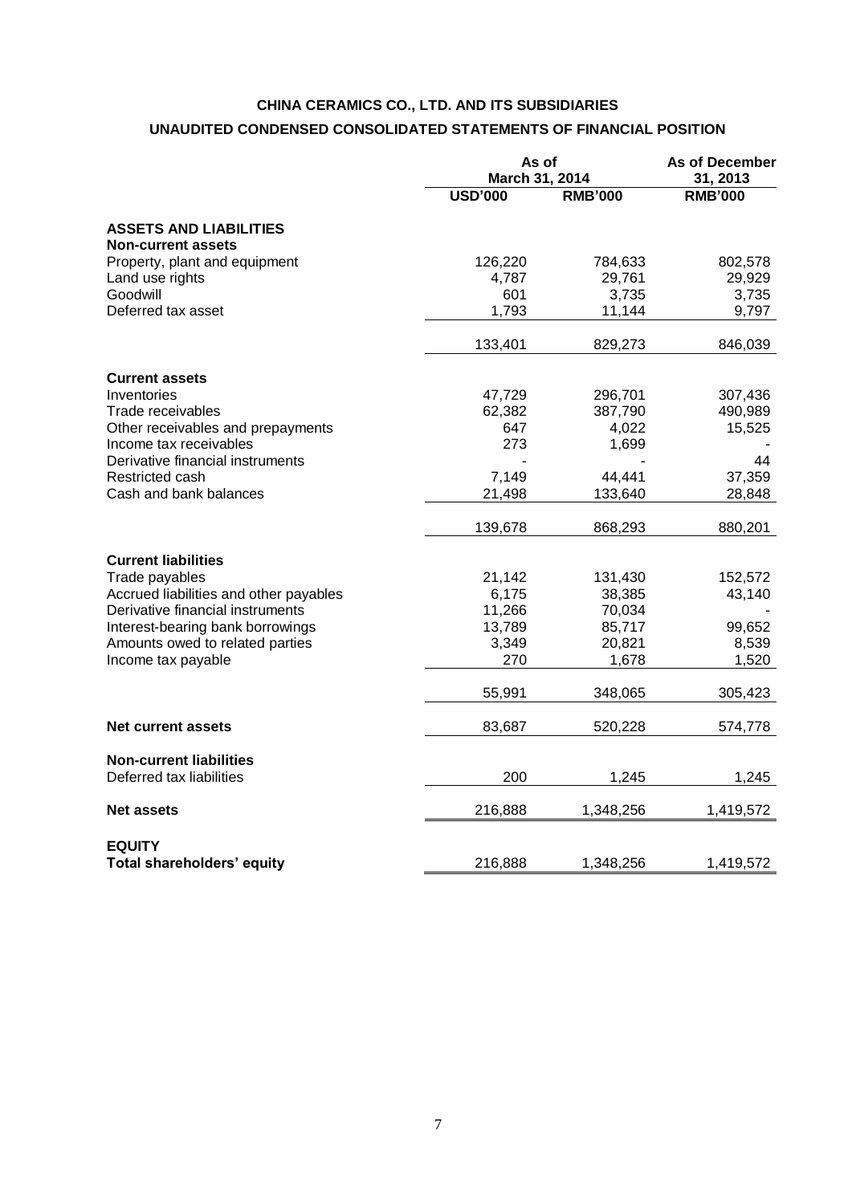# CHINA CERAMICS CO., LTD. AND ITS SUBSIDIARIES

## UNAUDITED CONDENSED CONSOLIDATED STATEMENTS OF FINANCIAL POSITION

| | As of March 31, 2014 | | As of December 31, 2013 |
|---|---|---|---|
| | USD'000 | RMB'000 | RMB'000 |
| **ASSETS AND LIABILITIES** | | | |
| **Non-current assets** | | | |
| Property, plant and equipment | 126,220 | 784,633 | 802,578 |
| Land use rights | 4,787 | 29,761 | 29,929 |
| Goodwill | 601 | 3,735 | 3,735 |
| Deferred tax asset | 1,793 | 11,144 | 9,797 |
| | 133,401 | 829,273 | 846,039 |
| **Current assets** | | | |
| Inventories | 47,729 | 296,701 | 307,436 |
| Trade receivables | 62,382 | 387,790 | 490,989 |
| Other receivables and prepayments | 647 | 4,022 | 15,525 |
| Income tax receivables | 273 | 1,699 | - |
| Derivative financial instruments | - | - | 44 |
| Restricted cash | 7,149 | 44,441 | 37,359 |
| Cash and bank balances | 21,498 | 133,640 | 28,848 |
| | 139,678 | 868,293 | 880,201 |
| **Current liabilities** | | | |
| Trade payables | 21,142 | 131,430 | 152,572 |
| Accrued liabilities and other payables | 6,175 | 38,385 | 43,140 |
| Derivative financial instruments | 11,266 | 70,034 | - |
| Interest-bearing bank borrowings | 13,789 | 85,717 | 99,652 |
| Amounts owed to related parties | 3,349 | 20,821 | 8,539 |
| Income tax payable | 270 | 1,678 | 1,520 |
| | 55,991 | 348,065 | 305,423 |
| **Net current assets** | 83,687 | 520,228 | 574,778 |
| **Non-current liabilities** | | | |
| Deferred tax liabilities | 200 | 1,245 | 1,245 |
| **Net assets** | 216,888 | 1,348,256 | 1,419,572 |
| **EQUITY** | | | |
| **Total shareholders' equity** | 216,888 | 1,348,256 | 1,419,572 |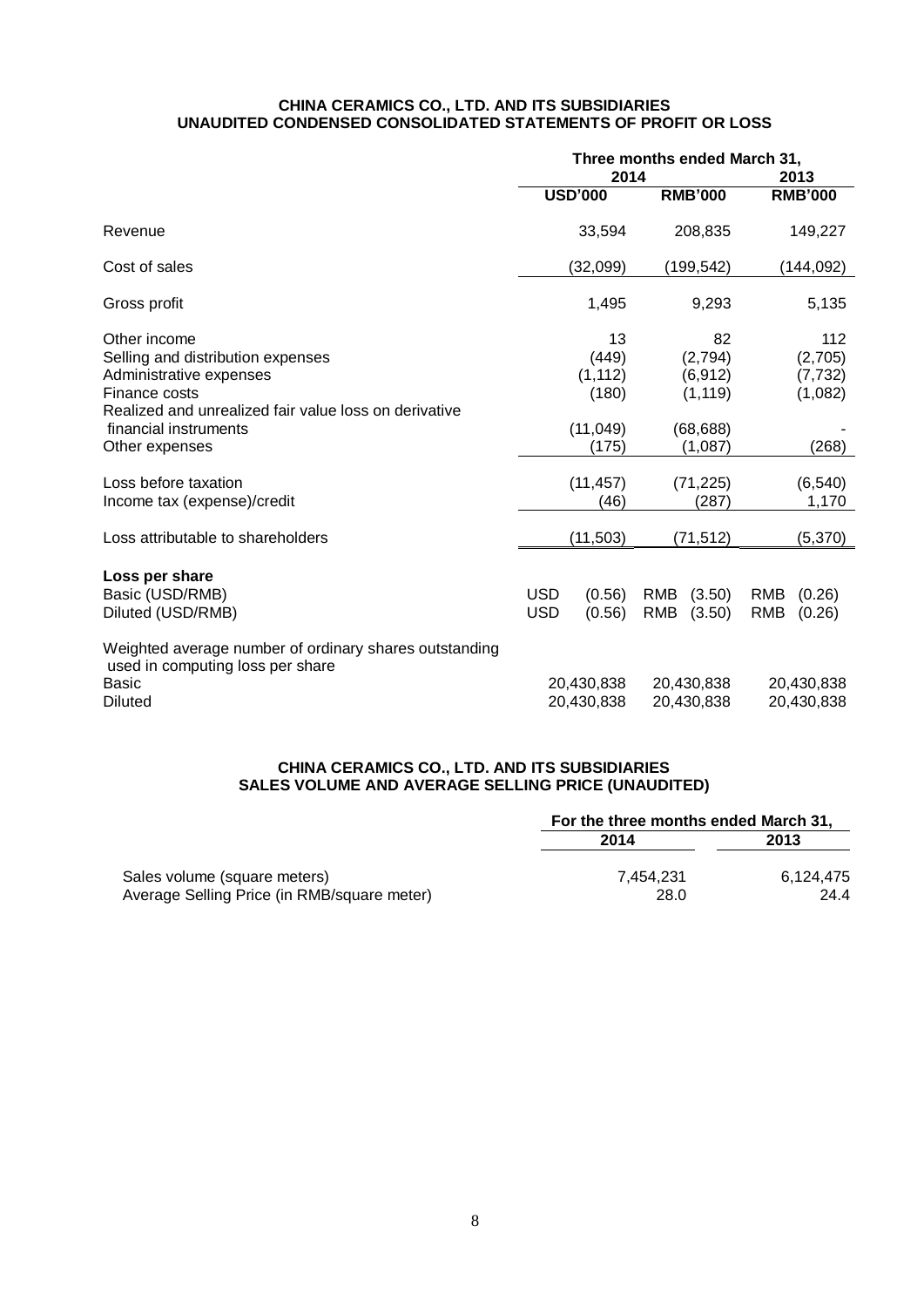**CHINA CERAMICS CO., LTD. AND ITS SUBSIDIARIES**
**UNAUDITED CONDENSED CONSOLIDATED STATEMENTS OF PROFIT OR LOSS**

| | Three months ended March 31, | | |
|---|---|---|---|
| | 2014 | | 2013 |
| | **USD'000** | **RMB'000** | **RMB'000** |
| Revenue | 33,594 | 208,835 | 149,227 |
| Cost of sales | (32,099) | (199,542) | (144,092) |
| Gross profit | 1,495 | 9,293 | 5,135 |
| Other income | 13 | 82 | 112 |
| Selling and distribution expenses | (449) | (2,794) | (2,705) |
| Administrative expenses | (1,112) | (6,912) | (7,732) |
| Finance costs | (180) | (1,119) | (1,082) |
| Realized and unrealized fair value loss on derivative financial instruments | (11,049) | (68,688) | - |
| Other expenses | (175) | (1,087) | (268) |
| Loss before taxation | (11,457) | (71,225) | (6,540) |
| Income tax (expense)/credit | (46) | (287) | 1,170 |
| Loss attributable to shareholders | (11,503) | (71,512) | (5,370) |
| **Loss per share** | | | |
| Basic (USD/RMB) | USD (0.56) | RMB (3.50) | RMB (0.26) |
| Diluted (USD/RMB) | USD (0.56) | RMB (3.50) | RMB (0.26) |
| Weighted average number of ordinary shares outstanding used in computing loss per share | | | |
| Basic | 20,430,838 | 20,430,838 | 20,430,838 |
| Diluted | 20,430,838 | 20,430,838 | 20,430,838 |

**CHINA CERAMICS CO., LTD. AND ITS SUBSIDIARIES**
**SALES VOLUME AND AVERAGE SELLING PRICE (UNAUDITED)**

| | For the three months ended March 31, | |
|---|---|---|
| | **2014** | **2013** |
| Sales volume (square meters) | 7,454,231 | 6,124,475 |
| Average Selling Price (in RMB/square meter) | 28.0 | 24.4 |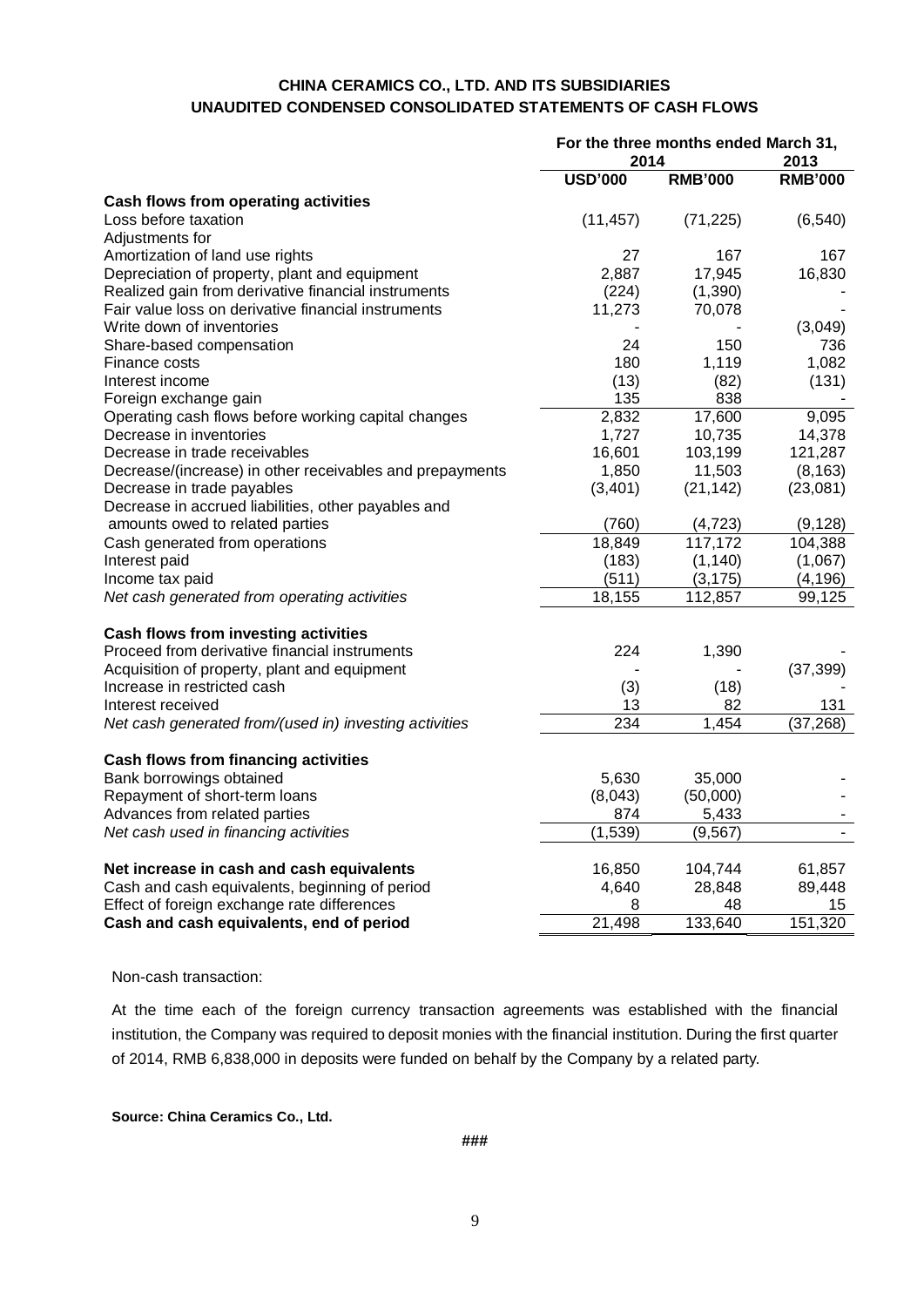**CHINA CERAMICS CO., LTD. AND ITS SUBSIDIARIES**
**UNAUDITED CONDENSED CONSOLIDATED STATEMENTS OF CASH FLOWS**

| | For the three months ended March 31, | | |
|---|---|---|---|
| | 2014 | | 2013 |
| | USD'000 | RMB'000 | RMB'000 |
| **Cash flows from operating activities** | | | |
| Loss before taxation | (11,457) | (71,225) | (6,540) |
| Adjustments for | | | |
| Amortization of land use rights | 27 | 167 | 167 |
| Depreciation of property, plant and equipment | 2,887 | 17,945 | 16,830 |
| Realized gain from derivative financial instruments | (224) | (1,390) | - |
| Fair value loss on derivative financial instruments | 11,273 | 70,078 | - |
| Write down of inventories | - | - | (3,049) |
| Share-based compensation | 24 | 150 | 736 |
| Finance costs | 180 | 1,119 | 1,082 |
| Interest income | (13) | (82) | (131) |
| Foreign exchange gain | 135 | 838 | - |
| Operating cash flows before working capital changes | 2,832 | 17,600 | 9,095 |
| Decrease in inventories | 1,727 | 10,735 | 14,378 |
| Decrease in trade receivables | 16,601 | 103,199 | 121,287 |
| Decrease/(increase) in other receivables and prepayments | 1,850 | 11,503 | (8,163) |
| Decrease in trade payables | (3,401) | (21,142) | (23,081) |
| Decrease in accrued liabilities, other payables and amounts owed to related parties | (760) | (4,723) | (9,128) |
| Cash generated from operations | 18,849 | 117,172 | 104,388 |
| Interest paid | (183) | (1,140) | (1,067) |
| Income tax paid | (511) | (3,175) | (4,196) |
| *Net cash generated from operating activities* | 18,155 | 112,857 | 99,125 |
| **Cash flows from investing activities** | | | |
| Proceed from derivative financial instruments | 224 | 1,390 | - |
| Acquisition of property, plant and equipment | - | - | (37,399) |
| Increase in restricted cash | (3) | (18) | - |
| Interest received | 13 | 82 | 131 |
| *Net cash generated from/(used in) investing activities* | 234 | 1,454 | (37,268) |
| **Cash flows from financing activities** | | | |
| Bank borrowings obtained | 5,630 | 35,000 | - |
| Repayment of short-term loans | (8,043) | (50,000) | - |
| Advances from related parties | 874 | 5,433 | - |
| *Net cash used in financing activities* | (1,539) | (9,567) | - |
| **Net increase in cash and cash equivalents** | 16,850 | 104,744 | 61,857 |
| Cash and cash equivalents, beginning of period | 4,640 | 28,848 | 89,448 |
| Effect of foreign exchange rate differences | 8 | 48 | 15 |
| **Cash and cash equivalents, end of period** | 21,498 | 133,640 | 151,320 |

Non-cash transaction:

At the time each of the foreign currency transaction agreements was established with the financial institution, the Company was required to deposit monies with the financial institution. During the first quarter of 2014, RMB 6,838,000 in deposits were funded on behalf by the Company by a related party.

**Source: China Ceramics Co., Ltd.**

###